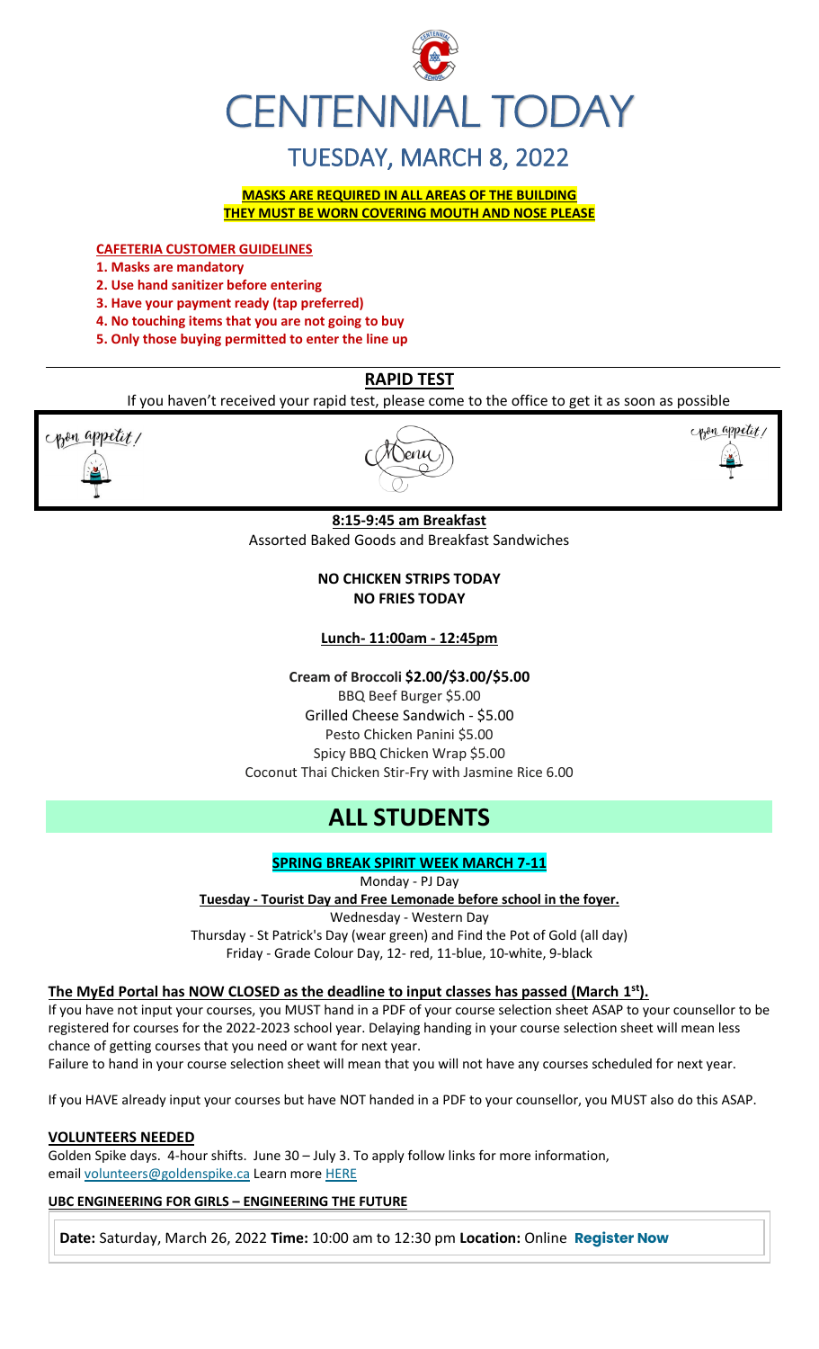# CENTENNIAL TODAY

## TUESDAY, MARCH 8, 2022

**MASKS ARE REQUIRED IN ALL AREAS OF THE BUILDING**
**THEY MUST BE WORN COVERING MOUTH AND NOSE PLEASE**

**CAFETERIA CUSTOMER GUIDELINES**

1. **Masks are mandatory**
2. **Use hand sanitizer before entering**
3. **Have your payment ready (tap preferred)**
4. **No touching items that you are not going to buy**
5. **Only those buying permitted to enter the line up**

## RAPID TEST

If you haven't received your rapid test, please come to the office to get it as soon as possible

Bon appetit! Menu Bon appetit!

**8:15-9:45 am Breakfast**
Assorted Baked Goods and Breakfast Sandwiches

**NO CHICKEN STRIPS TODAY**
**NO FRIES TODAY**

**Lunch- 11:00am - 12:45pm**

**Cream of Broccoli $2.00/$3.00/$5.00**
BBQ Beef Burger $5.00
Grilled Cheese Sandwich - $5.00
Pesto Chicken Panini $5.00
Spicy BBQ Chicken Wrap $5.00
Coconut Thai Chicken Stir-Fry with Jasmine Rice 6.00

# ALL STUDENTS

**SPRING BREAK SPIRIT WEEK MARCH 7-11**

Monday - PJ Day
**Tuesday - Tourist Day and Free Lemonade before school in the foyer.**
Wednesday - Western Day
Thursday - St Patrick's Day (wear green) and Find the Pot of Gold (all day)
Friday - Grade Colour Day, 12- red, 11-blue, 10-white, 9-black

**The MyEd Portal has NOW CLOSED as the deadline to input classes has passed (March 1st).**

If you have not input your courses, you MUST hand in a PDF of your course selection sheet ASAP to your counsellor to be registered for courses for the 2022-2023 school year. Delaying handing in your course selection sheet will mean less chance of getting courses that you need or want for next year.
Failure to hand in your course selection sheet will mean that you will not have any courses scheduled for next year.

If you HAVE already input your courses but have NOT handed in a PDF to your counsellor, you MUST also do this ASAP.

**VOLUNTEERS NEEDED**

Golden Spike days. 4-hour shifts. June 30 – July 3. To apply follow links for more information, email volunteers@goldenspike.ca Learn more HERE

**UBC ENGINEERING FOR GIRLS – ENGINEERING THE FUTURE**

**Date:** Saturday, March 26, 2022 **Time:** 10:00 am to 12:30 pm **Location:** Online **Register Now**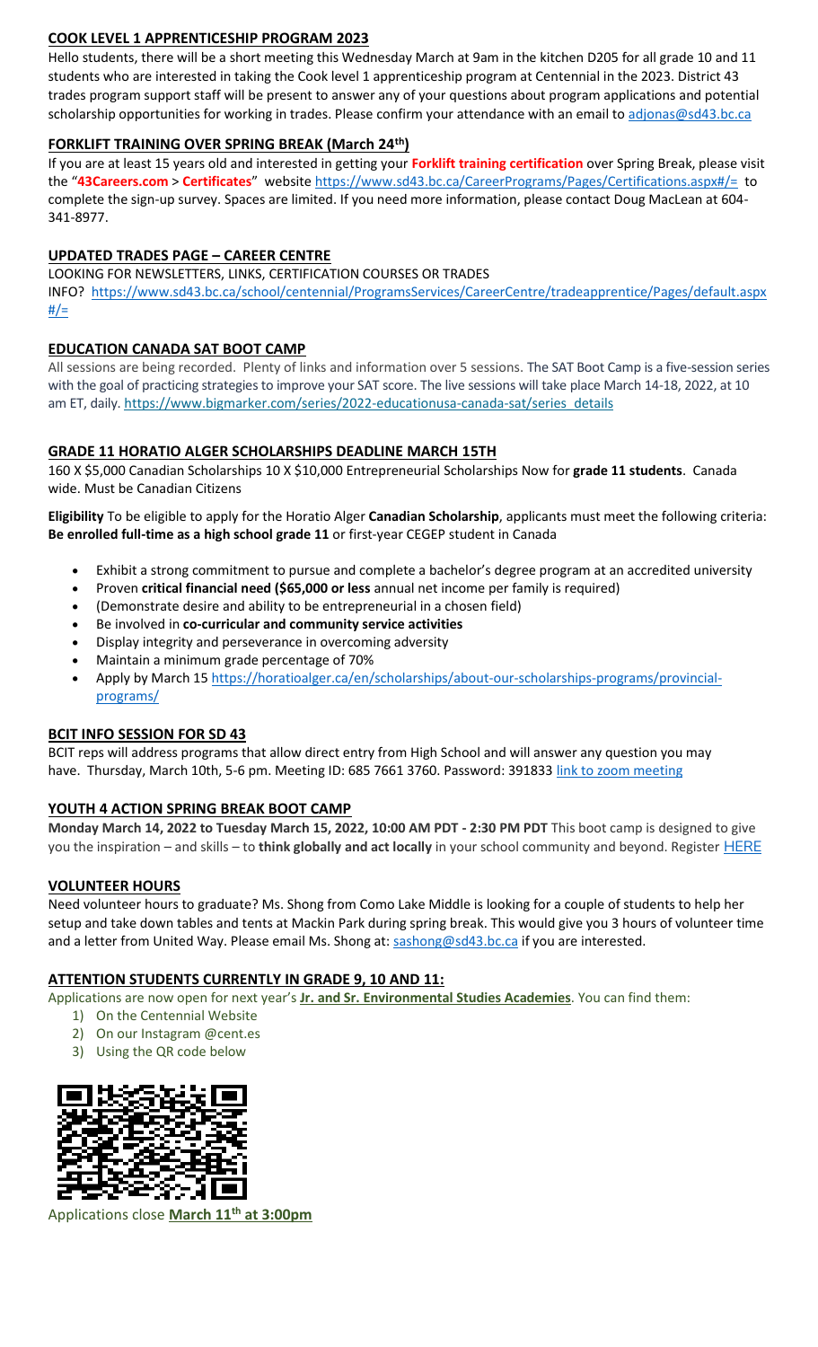## COOK LEVEL 1 APPRENTICESHIP PROGRAM 2023

Hello students, there will be a short meeting this Wednesday March at 9am in the kitchen D205 for all grade 10 and 11 students who are interested in taking the Cook level 1 apprenticeship program at Centennial in the 2023. District 43 trades program support staff will be present to answer any of your questions about program applications and potential scholarship opportunities for working in trades. Please confirm your attendance with an email to adjonas@sd43.bc.ca

## FORKLIFT TRAINING OVER SPRING BREAK (March 24th)

If you are at least 15 years old and interested in getting your **Forklift training certification** over Spring Break, please visit the "**43Careers.com** > **Certificates**" website https://www.sd43.bc.ca/CareerPrograms/Pages/Certifications.aspx#/= to complete the sign-up survey. Spaces are limited. If you need more information, please contact Doug MacLean at 604-341-8977.

## UPDATED TRADES PAGE – CAREER CENTRE

LOOKING FOR NEWSLETTERS, LINKS, CERTIFICATION COURSES OR TRADES INFO? https://www.sd43.bc.ca/school/centennial/ProgramsServices/CareerCentre/tradeapprentice/Pages/default.aspx#/=

## EDUCATION CANADA SAT BOOT CAMP

All sessions are being recorded. Plenty of links and information over 5 sessions. The SAT Boot Camp is a five-session series with the goal of practicing strategies to improve your SAT score. The live sessions will take place March 14-18, 2022, at 10 am ET, daily. https://www.bigmarker.com/series/2022-educationusa-canada-sat/series_details

## GRADE 11 HORATIO ALGER SCHOLARSHIPS DEADLINE MARCH 15TH

160 X $5,000 Canadian Scholarships 10 X $10,000 Entrepreneurial Scholarships Now for **grade 11 students**. Canada wide. Must be Canadian Citizens

**Eligibility** To be eligible to apply for the Horatio Alger **Canadian Scholarship**, applicants must meet the following criteria: **Be enrolled full-time as a high school grade 11** or first-year CEGEP student in Canada

- Exhibit a strong commitment to pursue and complete a bachelor's degree program at an accredited university
- Proven **critical financial need ($65,000 or less** annual net income per family is required)
- (Demonstrate desire and ability to be entrepreneurial in a chosen field)
- Be involved in **co-curricular and community service activities**
- Display integrity and perseverance in overcoming adversity
- Maintain a minimum grade percentage of 70%
- Apply by March 15 https://horatioalger.ca/en/scholarships/about-our-scholarships-programs/provincial-programs/

## BCIT INFO SESSION FOR SD 43

BCIT reps will address programs that allow direct entry from High School and will answer any question you may have. Thursday, March 10th, 5-6 pm. Meeting ID: 685 7661 3760. Password: 391833 link to zoom meeting

## YOUTH 4 ACTION SPRING BREAK BOOT CAMP

**Monday March 14, 2022 to Tuesday March 15, 2022, 10:00 AM PDT - 2:30 PM PDT** This boot camp is designed to give you the inspiration – and skills – to **think globally and act locally** in your school community and beyond. Register HERE

## VOLUNTEER HOURS

Need volunteer hours to graduate? Ms. Shong from Como Lake Middle is looking for a couple of students to help her setup and take down tables and tents at Mackin Park during spring break. This would give you 3 hours of volunteer time and a letter from United Way. Please email Ms. Shong at: sashong@sd43.bc.ca if you are interested.

## ATTENTION STUDENTS CURRENTLY IN GRADE 9, 10 AND 11:

Applications are now open for next year's **Jr. and Sr. Environmental Studies Academies**. You can find them:

1) On the Centennial Website
2) On our Instagram @cent.es
3) Using the QR code below

Applications close **March 11th at 3:00pm**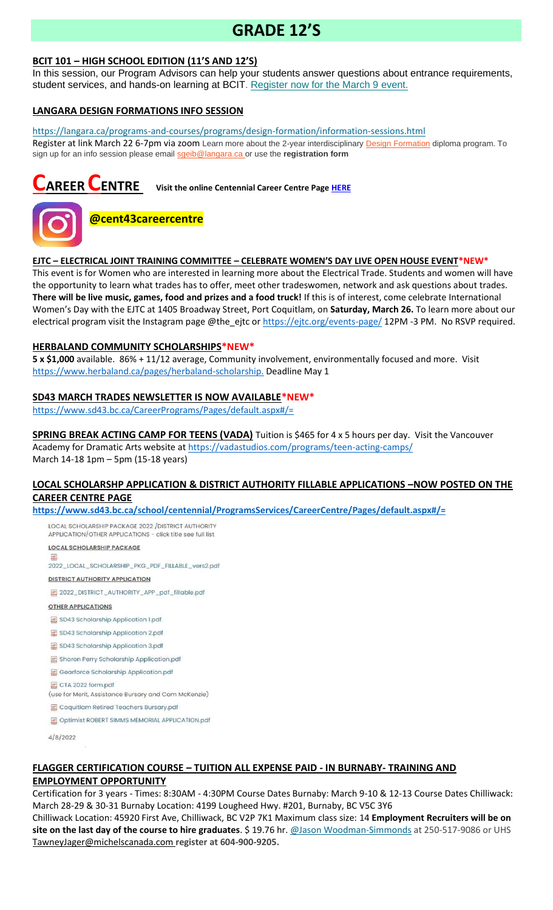# GRADE 12'S

## BCIT 101 – HIGH SCHOOL EDITION (11'S AND 12'S)

In this session, our Program Advisors can help your students answer questions about entrance requirements, student services, and hands-on learning at BCIT. Register now for the March 9 event.

## LANGARA DESIGN FORMATIONS INFO SESSION

https://langara.ca/programs-and-courses/programs/design-formation/information-sessions.html

Register at link March 22 6-7pm via zoom Learn more about the 2-year interdisciplinary Design Formation diploma program. To sign up for an info session please email sgeib@langara.ca or use the **registration form**

# CAREER CENTRE

**Visit the online Centennial Career Centre Page HERE**

**@cent43careercentre**

## EJTC – ELECTRICAL JOINT TRAINING COMMITTEE – CELEBRATE WOMEN'S DAY LIVE OPEN HOUSE EVENT*NEW*

This event is for Women who are interested in learning more about the Electrical Trade. Students and women will have the opportunity to learn what trades has to offer, meet other tradeswomen, network and ask questions about trades. **There will be live music, games, food and prizes and a food truck!** If this is of interest, come celebrate International Women's Day with the EJTC at 1405 Broadway Street, Port Coquitlam, on **Saturday, March 26.** To learn more about our electrical program visit the Instagram page @the_ejtc or https://ejtc.org/events-page/ 12PM -3 PM. No RSVP required.

## HERBALAND COMMUNITY SCHOLARSHIPS*NEW*

**5 x $1,000** available. 86% + 11/12 average, Community involvement, environmentally focused and more. Visit https://www.herbaland.ca/pages/herbaland-scholarship. Deadline May 1

## SD43 MARCH TRADES NEWSLETTER IS NOW AVAILABLE*NEW*

https://www.sd43.bc.ca/CareerPrograms/Pages/default.aspx#/=

**SPRING BREAK ACTING CAMP FOR TEENS (VADA)** Tuition is $465 for 4 x 5 hours per day. Visit the Vancouver Academy for Dramatic Arts website at https://vadastudios.com/programs/teen-acting-camps/
March 14-18 1pm – 5pm (15-18 years)

## LOCAL SCHOLARSHP APPLICATION & DISTRICT AUTHORITY FILLABLE APPLICATIONS –NOW POSTED ON THE CAREER CENTRE PAGE

**https://www.sd43.bc.ca/school/centennial/ProgramsServices/CareerCentre/Pages/default.aspx#/=**

LOCAL SCHOLARSHIP PACKAGE 2022 /DISTRICT AUTHORITY APPLICATION/OTHER APPLICATIONS – click title see full list

**LOCAL SCHOLARSHIP PACKAGE**

2022_LOCAL_SCHOLARSHIP_PKG_PDF_FILLABLE_vers2.pdf

**DISTRICT AUTHORITY APPLICATION**

2022_DISTRICT_AUTHORITY_APP_pdf_fillable.pdf

**OTHER APPLICATIONS**

- SD43 Scholarship Application 1.pdf
- SD43 Scholarship Application 2.pdf
- SD43 Scholarship Application 3.pdf
- Sharon Perry Scholarship Application.pdf
- Gearforce Scholarship Application.pdf
- CTA 2022 form.pdf (use for Merit, Assistance Bursary and Cam McKenzie)
- Coquitlam Retired Teachers Bursary.pdf
- Optimist ROBERT SIMMS MEMORIAL APPLICATION.pdf

4/8/2022

## FLAGGER CERTIFICATION COURSE – TUITION ALL EXPENSE PAID - IN BURNABY- TRAINING AND EMPLOYMENT OPPORTUNITY

Certification for 3 years - Times: 8:30AM - 4:30PM Course Dates Burnaby: March 9-10 & 12-13 Course Dates Chilliwack: March 28-29 & 30-31 Burnaby Location: 4199 Lougheed Hwy. #201, Burnaby, BC V5C 3Y6

Chilliwack Location: 45920 First Ave, Chilliwack, BC V2P 7K1 Maximum class size: 14 **Employment Recruiters will be on site on the last day of the course to hire graduates**. $ 19.76 hr. @Jason Woodman-Simmonds at 250-517-9086 or UHS TawneyJager@michelscanada.com **register at 604-900-9205.**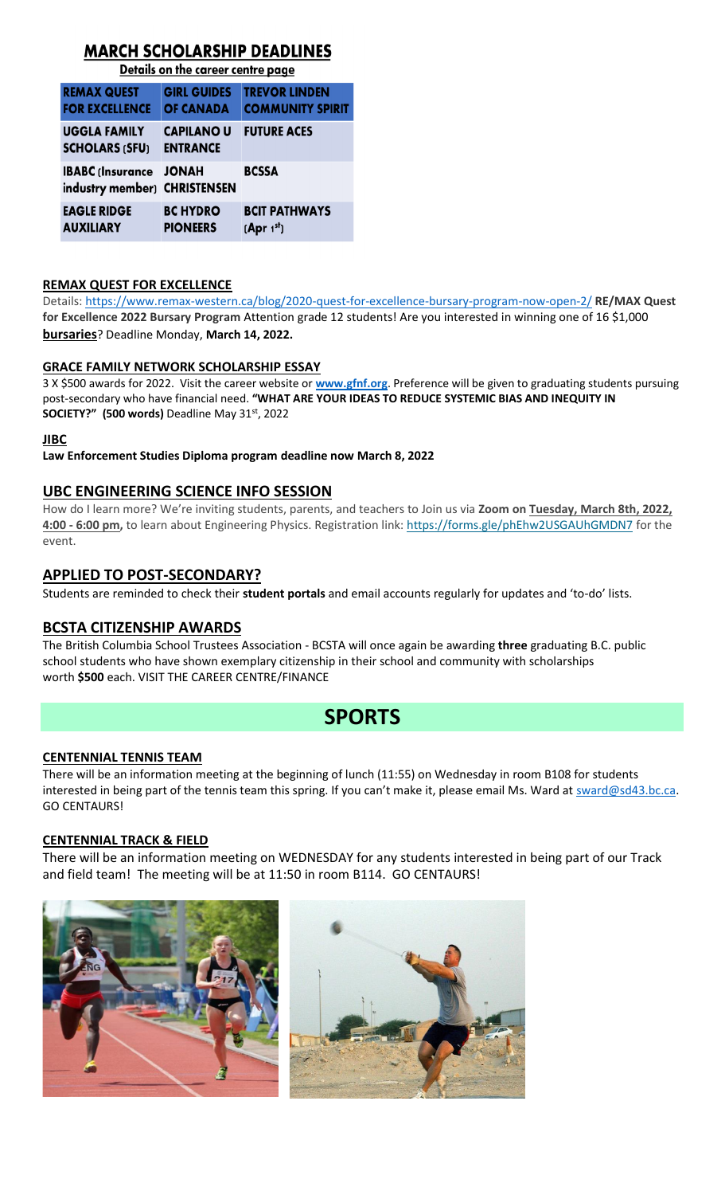# MARCH SCHOLARSHIP DEADLINES

**Details on the career centre page**

| REMAX QUEST FOR EXCELLENCE | GIRL GUIDES OF CANADA | TREVOR LINDEN COMMUNITY SPIRIT |
|---|---|---|
| UGGLA FAMILY SCHOLARS (SFU) | CAPILANO U ENTRANCE | FUTURE ACES |
| IBABC (Insurance industry member) | JONAH CHRISTENSEN | BCSSA |
| EAGLE RIDGE AUXILIARY | BC HYDRO PIONEERS | BCIT PATHWAYS (Apr 1st) |

### REMAX QUEST FOR EXCELLENCE

Details: https://www.remax-western.ca/blog/2020-quest-for-excellence-bursary-program-now-open-2/ **RE/MAX Quest for Excellence 2022 Bursary Program** Attention grade 12 students! Are you interested in winning one of 16 $1,000 **bursaries**? Deadline Monday, **March 14, 2022.**

### GRACE FAMILY NETWORK SCHOLARSHIP ESSAY

3 X $500 awards for 2022. Visit the career website or **www.gfnf.org**. Preference will be given to graduating students pursuing post-secondary who have financial need. **"WHAT ARE YOUR IDEAS TO REDUCE SYSTEMIC BIAS AND INEQUITY IN SOCIETY?" (500 words)** Deadline May 31st, 2022

### JIBC

**Law Enforcement Studies Diploma program deadline now March 8, 2022**

## UBC ENGINEERING SCIENCE INFO SESSION

How do I learn more? We're inviting students, parents, and teachers to Join us via **Zoom on Tuesday, March 8th, 2022, 4:00 - 6:00 pm,** to learn about Engineering Physics. Registration link: https://forms.gle/phEhw2USGAUhGMDN7 for the event.

## APPLIED TO POST-SECONDARY?

Students are reminded to check their **student portals** and email accounts regularly for updates and 'to-do' lists.

## BCSTA CITIZENSHIP AWARDS

The British Columbia School Trustees Association - BCSTA will once again be awarding **three** graduating B.C. public school students who have shown exemplary citizenship in their school and community with scholarships worth **$500** each. VISIT THE CAREER CENTRE/FINANCE

# SPORTS

### CENTENNIAL TENNIS TEAM

There will be an information meeting at the beginning of lunch (11:55) on Wednesday in room B108 for students interested in being part of the tennis team this spring. If you can't make it, please email Ms. Ward at sward@sd43.bc.ca. GO CENTAURS!

### CENTENNIAL TRACK & FIELD

There will be an information meeting on WEDNESDAY for any students interested in being part of our Track and field team! The meeting will be at 11:50 in room B114. GO CENTAURS!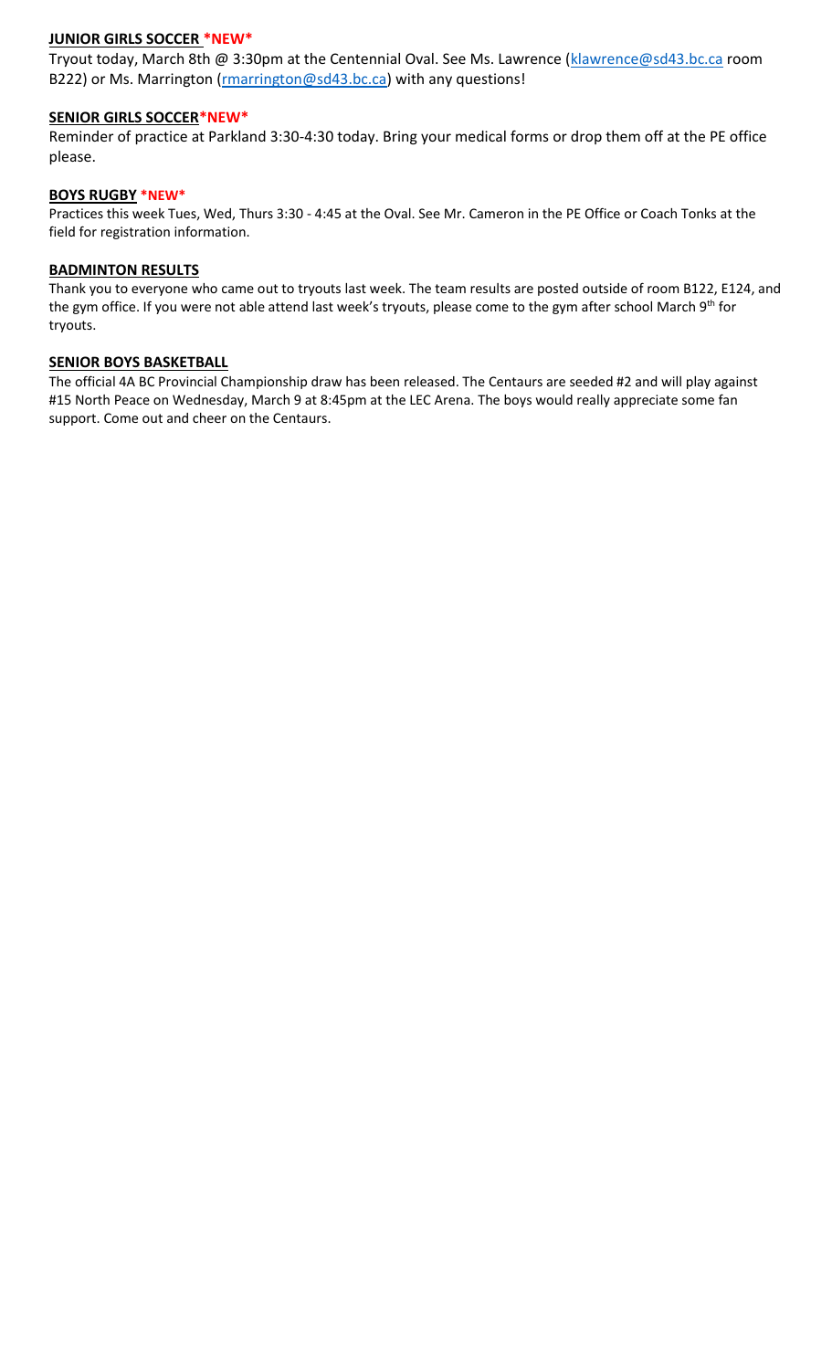**JUNIOR GIRLS SOCCER *NEW***

Tryout today, March 8th @ 3:30pm at the Centennial Oval. See Ms. Lawrence (klawrence@sd43.bc.ca room B222) or Ms. Marrington (rmarrington@sd43.bc.ca) with any questions!

**SENIOR GIRLS SOCCER*NEW***

Reminder of practice at Parkland 3:30-4:30 today. Bring your medical forms or drop them off at the PE office please.

**BOYS RUGBY *NEW***

Practices this week Tues, Wed, Thurs 3:30 - 4:45 at the Oval. See Mr. Cameron in the PE Office or Coach Tonks at the field for registration information.

**BADMINTON RESULTS**

Thank you to everyone who came out to tryouts last week. The team results are posted outside of room B122, E124, and the gym office. If you were not able attend last week's tryouts, please come to the gym after school March 9th for tryouts.

**SENIOR BOYS BASKETBALL**

The official 4A BC Provincial Championship draw has been released. The Centaurs are seeded #2 and will play against #15 North Peace on Wednesday, March 9 at 8:45pm at the LEC Arena. The boys would really appreciate some fan support. Come out and cheer on the Centaurs.